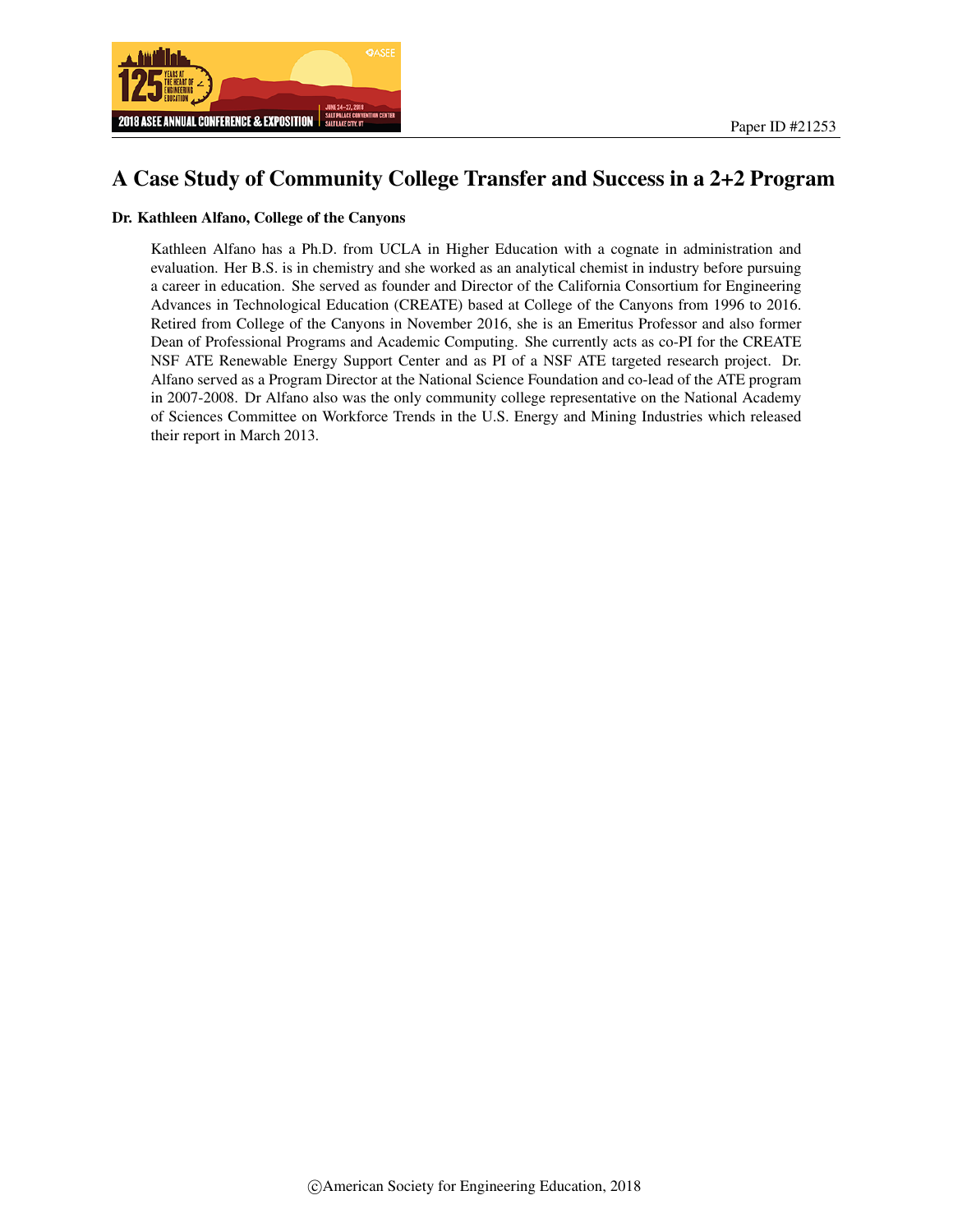Paper ID #21253

# A Case Study of Community College Transfer and Success in a 2+2 Program

**Dr. Kathleen Alfano, College of the Canyons**

Kathleen Alfano has a Ph.D. from UCLA in Higher Education with a cognate in administration and evaluation. Her B.S. is in chemistry and she worked as an analytical chemist in industry before pursuing a career in education. She served as founder and Director of the California Consortium for Engineering Advances in Technological Education (CREATE) based at College of the Canyons from 1996 to 2016. Retired from College of the Canyons in November 2016, she is an Emeritus Professor and also former Dean of Professional Programs and Academic Computing. She currently acts as co-PI for the CREATE NSF ATE Renewable Energy Support Center and as PI of a NSF ATE targeted research project. Dr. Alfano served as a Program Director at the National Science Foundation and co-lead of the ATE program in 2007-2008. Dr Alfano also was the only community college representative on the National Academy of Sciences Committee on Workforce Trends in the U.S. Energy and Mining Industries which released their report in March 2013.

©American Society for Engineering Education, 2018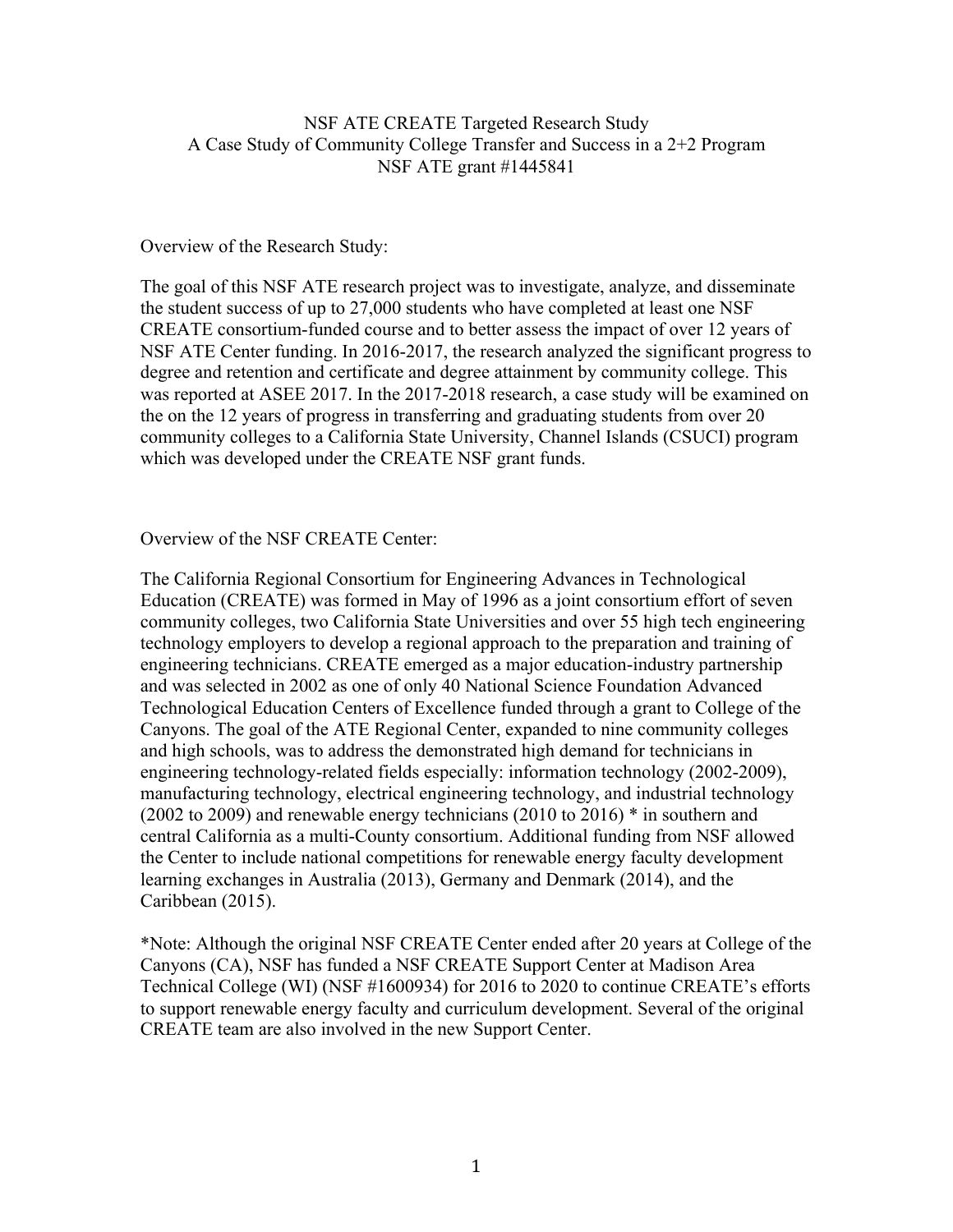NSF ATE CREATE Targeted Research Study
A Case Study of Community College Transfer and Success in a 2+2 Program
NSF ATE grant #1445841

Overview of the Research Study:

The goal of this NSF ATE research project was to investigate, analyze, and disseminate the student success of up to 27,000 students who have completed at least one NSF CREATE consortium-funded course and to better assess the impact of over 12 years of NSF ATE Center funding. In 2016-2017, the research analyzed the significant progress to degree and retention and certificate and degree attainment by community college. This was reported at ASEE 2017. In the 2017-2018 research, a case study will be examined on the on the 12 years of progress in transferring and graduating students from over 20 community colleges to a California State University, Channel Islands (CSUCI) program which was developed under the CREATE NSF grant funds.

Overview of the NSF CREATE Center:

The California Regional Consortium for Engineering Advances in Technological Education (CREATE) was formed in May of 1996 as a joint consortium effort of seven community colleges, two California State Universities and over 55 high tech engineering technology employers to develop a regional approach to the preparation and training of engineering technicians. CREATE emerged as a major education-industry partnership and was selected in 2002 as one of only 40 National Science Foundation Advanced Technological Education Centers of Excellence funded through a grant to College of the Canyons. The goal of the ATE Regional Center, expanded to nine community colleges and high schools, was to address the demonstrated high demand for technicians in engineering technology-related fields especially: information technology (2002-2009), manufacturing technology, electrical engineering technology, and industrial technology (2002 to 2009) and renewable energy technicians (2010 to 2016) * in southern and central California as a multi-County consortium. Additional funding from NSF allowed the Center to include national competitions for renewable energy faculty development learning exchanges in Australia (2013), Germany and Denmark (2014), and the Caribbean (2015).

*Note: Although the original NSF CREATE Center ended after 20 years at College of the Canyons (CA), NSF has funded a NSF CREATE Support Center at Madison Area Technical College (WI) (NSF #1600934) for 2016 to 2020 to continue CREATE's efforts to support renewable energy faculty and curriculum development. Several of the original CREATE team are also involved in the new Support Center.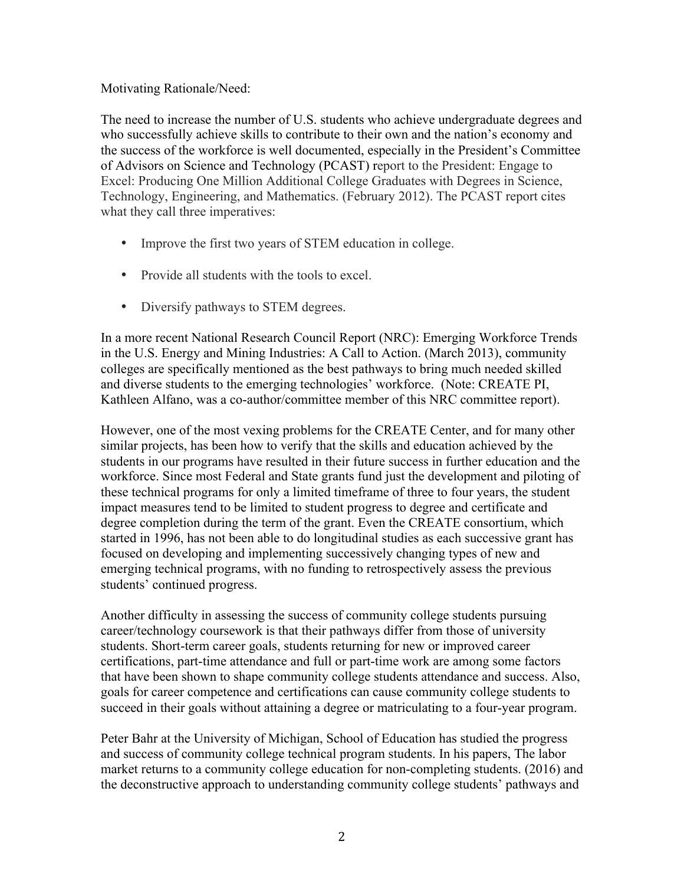Motivating Rationale/Need:

The need to increase the number of U.S. students who achieve undergraduate degrees and who successfully achieve skills to contribute to their own and the nation's economy and the success of the workforce is well documented, especially in the President's Committee of Advisors on Science and Technology (PCAST) report to the President: Engage to Excel: Producing One Million Additional College Graduates with Degrees in Science, Technology, Engineering, and Mathematics. (February 2012). The PCAST report cites what they call three imperatives:

- Improve the first two years of STEM education in college.
- Provide all students with the tools to excel.
- Diversify pathways to STEM degrees.

In a more recent National Research Council Report (NRC): Emerging Workforce Trends in the U.S. Energy and Mining Industries: A Call to Action. (March 2013), community colleges are specifically mentioned as the best pathways to bring much needed skilled and diverse students to the emerging technologies' workforce. (Note: CREATE PI, Kathleen Alfano, was a co-author/committee member of this NRC committee report).

However, one of the most vexing problems for the CREATE Center, and for many other similar projects, has been how to verify that the skills and education achieved by the students in our programs have resulted in their future success in further education and the workforce. Since most Federal and State grants fund just the development and piloting of these technical programs for only a limited timeframe of three to four years, the student impact measures tend to be limited to student progress to degree and certificate and degree completion during the term of the grant. Even the CREATE consortium, which started in 1996, has not been able to do longitudinal studies as each successive grant has focused on developing and implementing successively changing types of new and emerging technical programs, with no funding to retrospectively assess the previous students' continued progress.

Another difficulty in assessing the success of community college students pursuing career/technology coursework is that their pathways differ from those of university students. Short-term career goals, students returning for new or improved career certifications, part-time attendance and full or part-time work are among some factors that have been shown to shape community college students attendance and success. Also, goals for career competence and certifications can cause community college students to succeed in their goals without attaining a degree or matriculating to a four-year program.

Peter Bahr at the University of Michigan, School of Education has studied the progress and success of community college technical program students. In his papers, The labor market returns to a community college education for non-completing students. (2016) and the deconstructive approach to understanding community college students' pathways and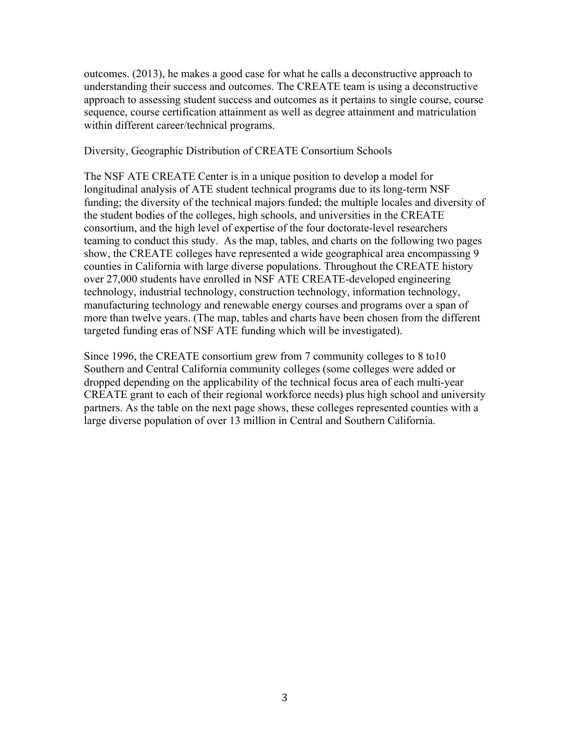outcomes. (2013), he makes a good case for what he calls a deconstructive approach to understanding their success and outcomes. The CREATE team is using a deconstructive approach to assessing student success and outcomes as it pertains to single course, course sequence, course certification attainment as well as degree attainment and matriculation within different career/technical programs.

## Diversity, Geographic Distribution of CREATE Consortium Schools

The NSF ATE CREATE Center is in a unique position to develop a model for longitudinal analysis of ATE student technical programs due to its long-term NSF funding; the diversity of the technical majors funded; the multiple locales and diversity of the student bodies of the colleges, high schools, and universities in the CREATE consortium, and the high level of expertise of the four doctorate-level researchers teaming to conduct this study. As the map, tables, and charts on the following two pages show, the CREATE colleges have represented a wide geographical area encompassing 9 counties in California with large diverse populations. Throughout the CREATE history over 27,000 students have enrolled in NSF ATE CREATE-developed engineering technology, industrial technology, construction technology, information technology, manufacturing technology and renewable energy courses and programs over a span of more than twelve years. (The map, tables and charts have been chosen from the different targeted funding eras of NSF ATE funding which will be investigated).

Since 1996, the CREATE consortium grew from 7 community colleges to 8 to10 Southern and Central California community colleges (some colleges were added or dropped depending on the applicability of the technical focus area of each multi-year CREATE grant to each of their regional workforce needs) plus high school and university partners. As the table on the next page shows, these colleges represented counties with a large diverse population of over 13 million in Central and Southern California.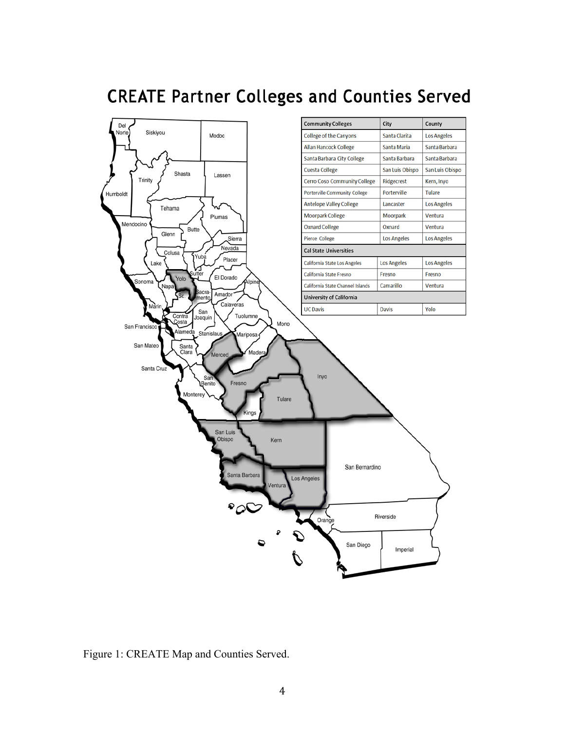# CREATE Partner Colleges and Counties Served

| Community Colleges | City | County |
|---|---|---|
| College of the Canyons | Santa Clarita | Los Angeles |
| Allan Hancock College | Santa Maria | Santa Barbara |
| Santa Barbara City College | Santa Barbara | Santa Barbara |
| Cuesta College | San Luis Obispo | San Luis Obispo |
| Cerro Coso Community College | Ridgecrest | Kern, Inyo |
| Porterville Community College | Porterville | Tulare |
| Antelope Valley College | Lancaster | Los Angeles |
| Moorpark College | Moorpark | Ventura |
| Oxnard College | Oxnard | Ventura |
| Pierce College | Los Angeles | Los Angeles |
| **Cal State Universities** | | |
| California State Los Angeles | Los Angeles | Los Angeles |
| California State Fresno | Fresno | Fresno |
| California State Channel Islands | Camarillo | Ventura |
| **University of California** | | |
| UC Davis | Davis | Yolo |

Figure 1: CREATE Map and Counties Served.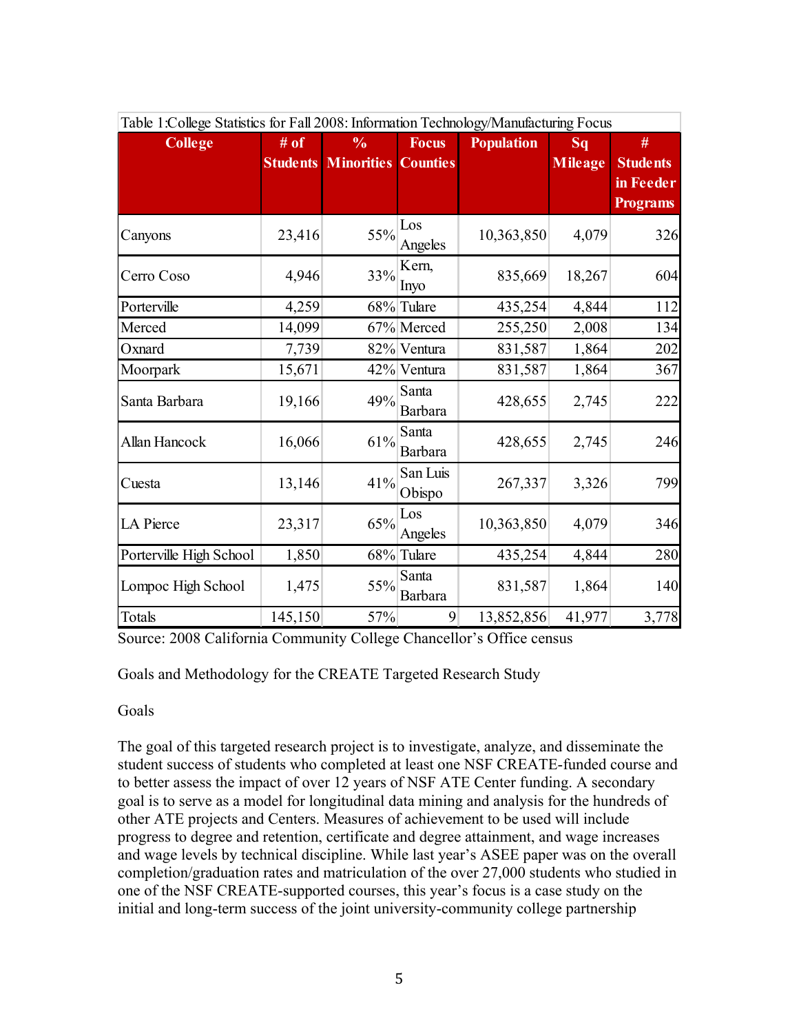Table 1:College Statistics for Fall 2008: Information Technology/Manufacturing Focus

| College | # of Students | % Minorities | Focus Counties | Population | Sq Mileage | # Students in Feeder Programs |
|---|---|---|---|---|---|---|
| Canyons | 23,416 | 55% | Los Angeles | 10,363,850 | 4,079 | 326 |
| Cerro Coso | 4,946 | 33% | Kern, Inyo | 835,669 | 18,267 | 604 |
| Porterville | 4,259 | 68% | Tulare | 435,254 | 4,844 | 112 |
| Merced | 14,099 | 67% | Merced | 255,250 | 2,008 | 134 |
| Oxnard | 7,739 | 82% | Ventura | 831,587 | 1,864 | 202 |
| Moorpark | 15,671 | 42% | Ventura | 831,587 | 1,864 | 367 |
| Santa Barbara | 19,166 | 49% | Santa Barbara | 428,655 | 2,745 | 222 |
| Allan Hancock | 16,066 | 61% | Santa Barbara | 428,655 | 2,745 | 246 |
| Cuesta | 13,146 | 41% | San Luis Obispo | 267,337 | 3,326 | 799 |
| LA Pierce | 23,317 | 65% | Los Angeles | 10,363,850 | 4,079 | 346 |
| Porterville High School | 1,850 | 68% | Tulare | 435,254 | 4,844 | 280 |
| Lompoc High School | 1,475 | 55% | Santa Barbara | 831,587 | 1,864 | 140 |
| Totals | 145,150 | 57% | 9 | 13,852,856 | 41,977 | 3,778 |

Source: 2008 California Community College Chancellor's Office census

Goals and Methodology for the CREATE Targeted Research Study

Goals

The goal of this targeted research project is to investigate, analyze, and disseminate the student success of students who completed at least one NSF CREATE-funded course and to better assess the impact of over 12 years of NSF ATE Center funding. A secondary goal is to serve as a model for longitudinal data mining and analysis for the hundreds of other ATE projects and Centers. Measures of achievement to be used will include progress to degree and retention, certificate and degree attainment, and wage increases and wage levels by technical discipline. While last year's ASEE paper was on the overall completion/graduation rates and matriculation of the over 27,000 students who studied in one of the NSF CREATE-supported courses, this year's focus is a case study on the initial and long-term success of the joint university-community college partnership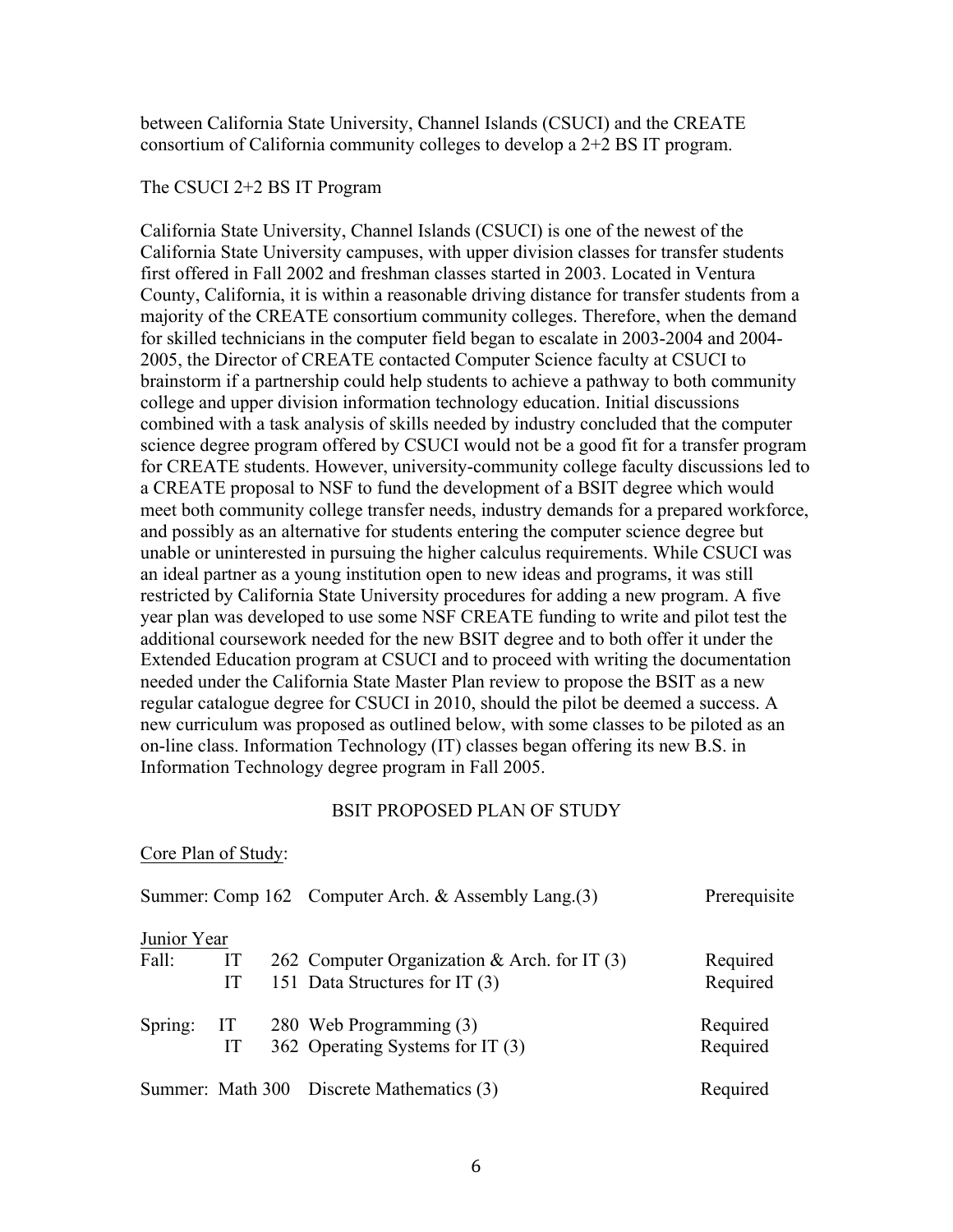between California State University, Channel Islands (CSUCI) and the CREATE consortium of California community colleges to develop a 2+2 BS IT program.

## The CSUCI 2+2 BS IT Program

California State University, Channel Islands (CSUCI) is one of the newest of the California State University campuses, with upper division classes for transfer students first offered in Fall 2002 and freshman classes started in 2003. Located in Ventura County, California, it is within a reasonable driving distance for transfer students from a majority of the CREATE consortium community colleges. Therefore, when the demand for skilled technicians in the computer field began to escalate in 2003-2004 and 2004-2005, the Director of CREATE contacted Computer Science faculty at CSUCI to brainstorm if a partnership could help students to achieve a pathway to both community college and upper division information technology education. Initial discussions combined with a task analysis of skills needed by industry concluded that the computer science degree program offered by CSUCI would not be a good fit for a transfer program for CREATE students. However, university-community college faculty discussions led to a CREATE proposal to NSF to fund the development of a BSIT degree which would meet both community college transfer needs, industry demands for a prepared workforce, and possibly as an alternative for students entering the computer science degree but unable or uninterested in pursuing the higher calculus requirements. While CSUCI was an ideal partner as a young institution open to new ideas and programs, it was still restricted by California State University procedures for adding a new program. A five year plan was developed to use some NSF CREATE funding to write and pilot test the additional coursework needed for the new BSIT degree and to both offer it under the Extended Education program at CSUCI and to proceed with writing the documentation needed under the California State Master Plan review to propose the BSIT as a new regular catalogue degree for CSUCI in 2010, should the pilot be deemed a success. A new curriculum was proposed as outlined below, with some classes to be piloted as an on-line class. Information Technology (IT) classes began offering its new B.S. in Information Technology degree program in Fall 2005.

### BSIT PROPOSED PLAN OF STUDY

Core Plan of Study:

| Term | Course | Title | Status |
|---|---|---|---|
| Summer: | Comp 162 | Computer Arch. & Assembly Lang.(3) | Prerequisite |
| **Junior Year** | | | |
| Fall: | IT 262 | Computer Organization & Arch. for IT (3) | Required |
| | IT 151 | Data Structures for IT (3) | Required |
| Spring: | IT 280 | Web Programming (3) | Required |
| | IT 362 | Operating Systems for IT (3) | Required |
| Summer: | Math 300 | Discrete Mathematics (3) | Required |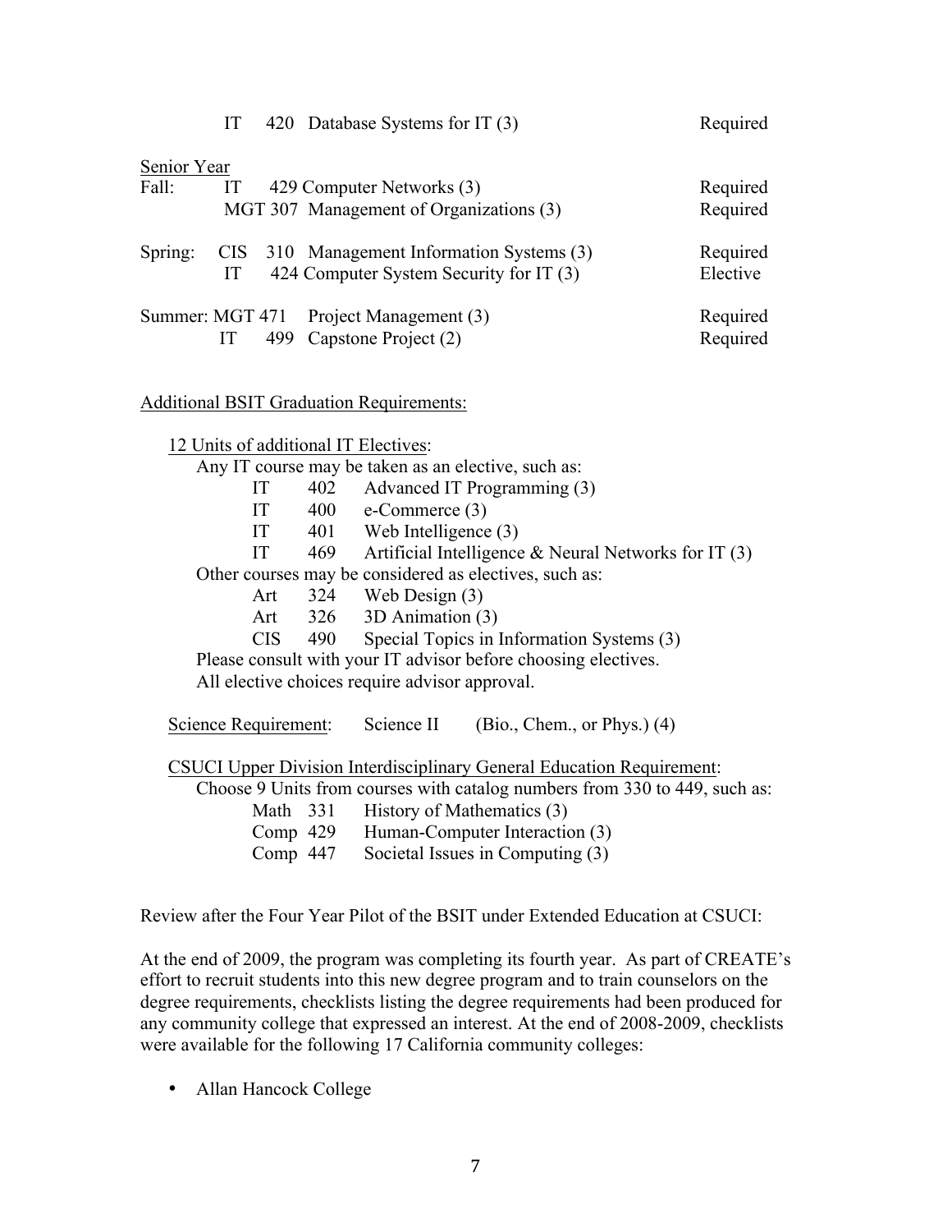| | | | |
|---|---|---|---|
| | IT 420 | Database Systems for IT (3) | Required |

Senior Year

| | | | |
|---|---|---|---|
| Fall: | IT 429 | Computer Networks (3) | Required |
| | MGT 307 | Management of Organizations (3) | Required |
| Spring: | CIS 310 | Management Information Systems (3) | Required |
| | IT 424 | Computer System Security for IT (3) | Elective |
| Summer: | MGT 471 | Project Management (3) | Required |
| | IT 499 | Capstone Project (2) | Required |

Additional BSIT Graduation Requirements:

12 Units of additional IT Electives:

Any IT course may be taken as an elective, such as:

- IT 402 Advanced IT Programming (3)
- IT 400 e-Commerce (3)
- IT 401 Web Intelligence (3)
- IT 469 Artificial Intelligence & Neural Networks for IT (3)

Other courses may be considered as electives, such as:

- Art 324 Web Design (3)
- Art 326 3D Animation (3)
- CIS 490 Special Topics in Information Systems (3)

Please consult with your IT advisor before choosing electives.
All elective choices require advisor approval.

Science Requirement: Science II (Bio., Chem., or Phys.) (4)

CSUCI Upper Division Interdisciplinary General Education Requirement:

Choose 9 Units from courses with catalog numbers from 330 to 449, such as:

- Math 331 History of Mathematics (3)
- Comp 429 Human-Computer Interaction (3)
- Comp 447 Societal Issues in Computing (3)

Review after the Four Year Pilot of the BSIT under Extended Education at CSUCI:

At the end of 2009, the program was completing its fourth year. As part of CREATE's effort to recruit students into this new degree program and to train counselors on the degree requirements, checklists listing the degree requirements had been produced for any community college that expressed an interest. At the end of 2008-2009, checklists were available for the following 17 California community colleges:

- Allan Hancock College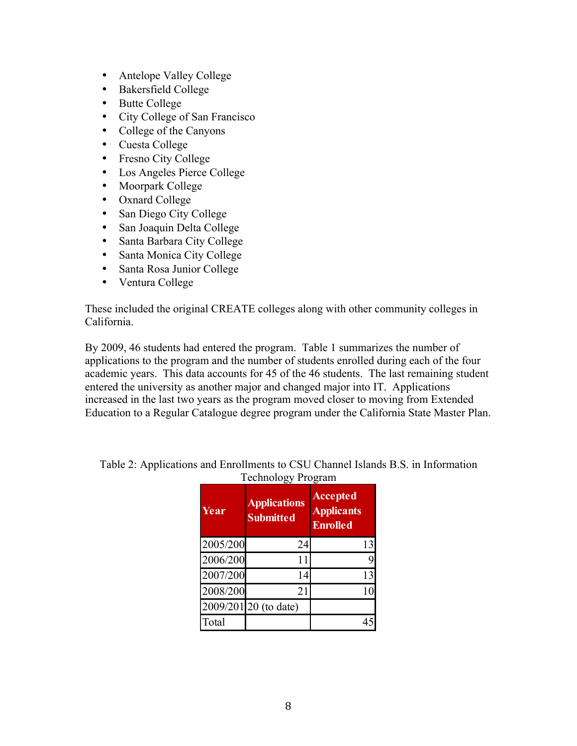- Antelope Valley College
- Bakersfield College
- Butte College
- City College of San Francisco
- College of the Canyons
- Cuesta College
- Fresno City College
- Los Angeles Pierce College
- Moorpark College
- Oxnard College
- San Diego City College
- San Joaquin Delta College
- Santa Barbara City College
- Santa Monica City College
- Santa Rosa Junior College
- Ventura College

These included the original CREATE colleges along with other community colleges in California.

By 2009, 46 students had entered the program. Table 1 summarizes the number of applications to the program and the number of students enrolled during each of the four academic years. This data accounts for 45 of the 46 students. The last remaining student entered the university as another major and changed major into IT. Applications increased in the last two years as the program moved closer to moving from Extended Education to a Regular Catalogue degree program under the California State Master Plan.

Table 2: Applications and Enrollments to CSU Channel Islands B.S. in Information Technology Program

| Year | Applications Submitted | Accepted Applicants Enrolled |
|---|---|---|
| 2005/200 | 24 | 13 |
| 2006/200 | 11 | 9 |
| 2007/200 | 14 | 13 |
| 2008/200 | 21 | 10 |
| 2009/201 | 20 (to date) | |
| Total | | 45 |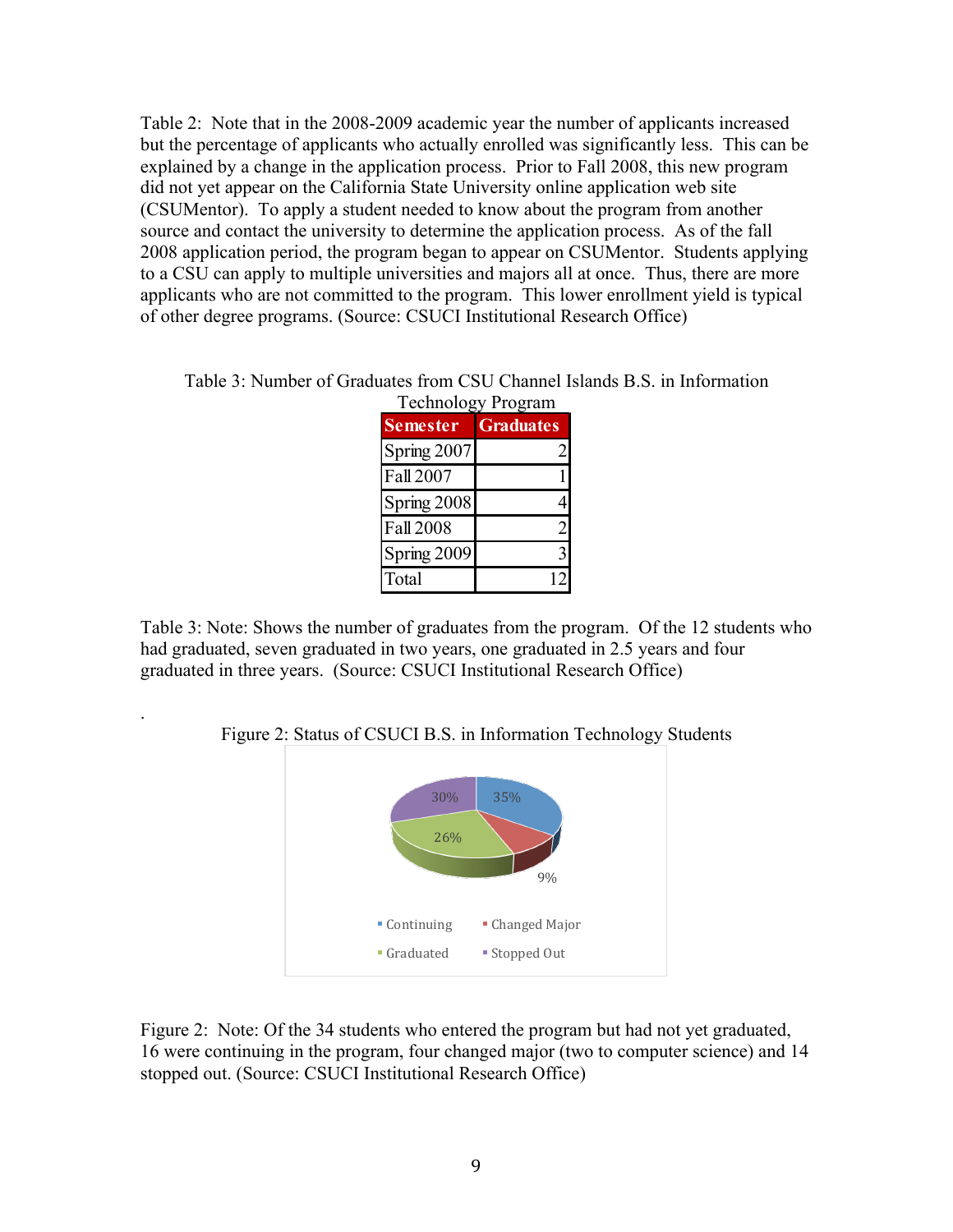Table 2: Note that in the 2008-2009 academic year the number of applicants increased but the percentage of applicants who actually enrolled was significantly less. This can be explained by a change in the application process. Prior to Fall 2008, this new program did not yet appear on the California State University online application web site (CSUMentor). To apply a student needed to know about the program from another source and contact the university to determine the application process. As of the fall 2008 application period, the program began to appear on CSUMentor. Students applying to a CSU can apply to multiple universities and majors all at once. Thus, there are more applicants who are not committed to the program. This lower enrollment yield is typical of other degree programs. (Source: CSUCI Institutional Research Office)

Table 3: Number of Graduates from CSU Channel Islands B.S. in Information Technology Program

| Semester | Graduates |
|---|---|
| Spring 2007 | 2 |
| Fall 2007 | 1 |
| Spring 2008 | 4 |
| Fall 2008 | 2 |
| Spring 2009 | 3 |
| Total | 12 |

Table 3: Note: Shows the number of graduates from the program. Of the 12 students who had graduated, seven graduated in two years, one graduated in 2.5 years and four graduated in three years. (Source: CSUCI Institutional Research Office)

.

Figure 2: Status of CSUCI B.S. in Information Technology Students

| Status | Percentage |
|---|---|
| Continuing | 35% |
| Changed Major | 9% |
| Graduated | 26% |
| Stopped Out | 30% |

Figure 2: Note: Of the 34 students who entered the program but had not yet graduated, 16 were continuing in the program, four changed major (two to computer science) and 14 stopped out. (Source: CSUCI Institutional Research Office)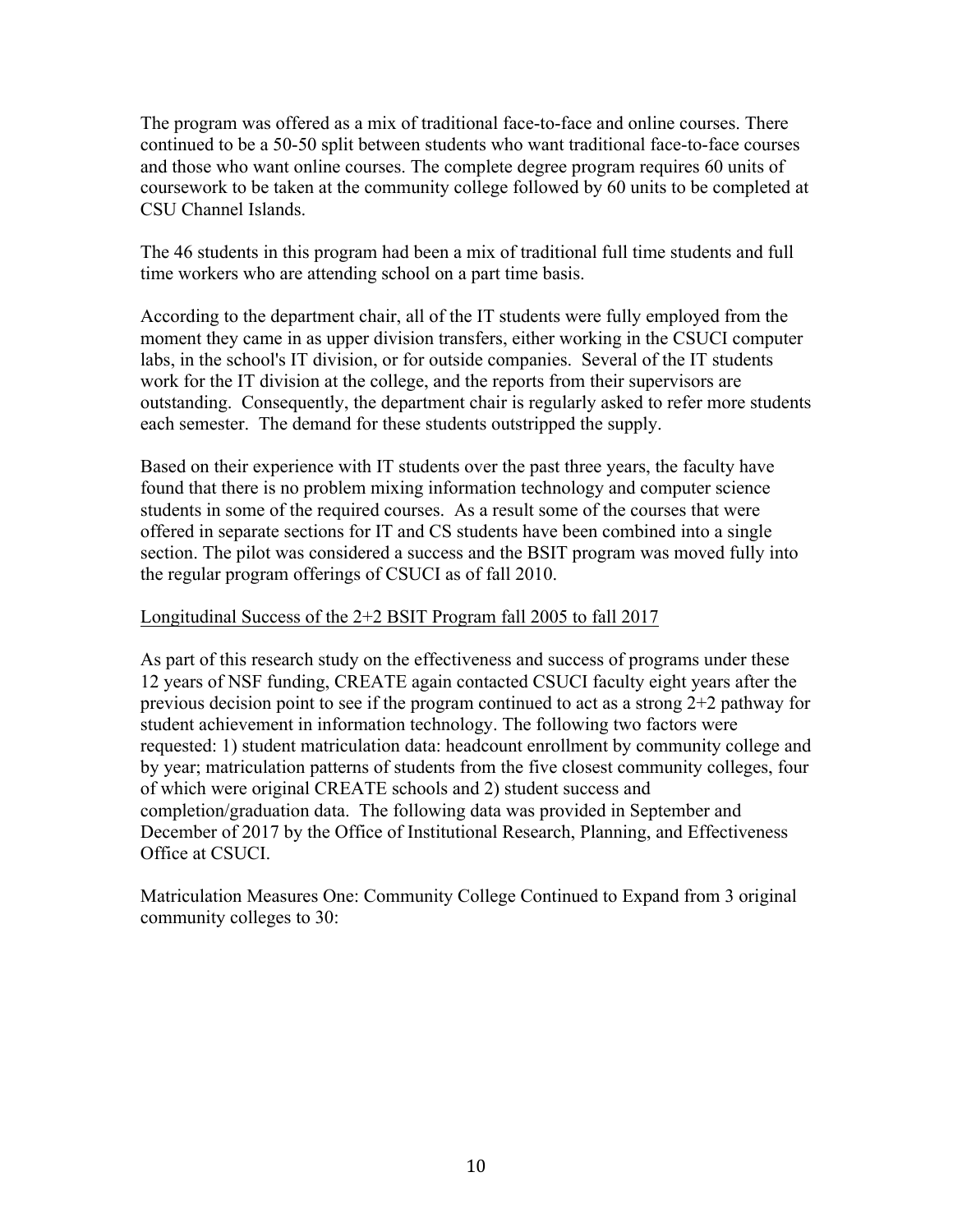The program was offered as a mix of traditional face-to-face and online courses. There continued to be a 50-50 split between students who want traditional face-to-face courses and those who want online courses. The complete degree program requires 60 units of coursework to be taken at the community college followed by 60 units to be completed at CSU Channel Islands.

The 46 students in this program had been a mix of traditional full time students and full time workers who are attending school on a part time basis.

According to the department chair, all of the IT students were fully employed from the moment they came in as upper division transfers, either working in the CSUCI computer labs, in the school's IT division, or for outside companies. Several of the IT students work for the IT division at the college, and the reports from their supervisors are outstanding. Consequently, the department chair is regularly asked to refer more students each semester. The demand for these students outstripped the supply.

Based on their experience with IT students over the past three years, the faculty have found that there is no problem mixing information technology and computer science students in some of the required courses. As a result some of the courses that were offered in separate sections for IT and CS students have been combined into a single section. The pilot was considered a success and the BSIT program was moved fully into the regular program offerings of CSUCI as of fall 2010.

<u>Longitudinal Success of the 2+2 BSIT Program fall 2005 to fall 2017</u>

As part of this research study on the effectiveness and success of programs under these 12 years of NSF funding, CREATE again contacted CSUCI faculty eight years after the previous decision point to see if the program continued to act as a strong 2+2 pathway for student achievement in information technology. The following two factors were requested: 1) student matriculation data: headcount enrollment by community college and by year; matriculation patterns of students from the five closest community colleges, four of which were original CREATE schools and 2) student success and completion/graduation data. The following data was provided in September and December of 2017 by the Office of Institutional Research, Planning, and Effectiveness Office at CSUCI.

Matriculation Measures One: Community College Continued to Expand from 3 original community colleges to 30: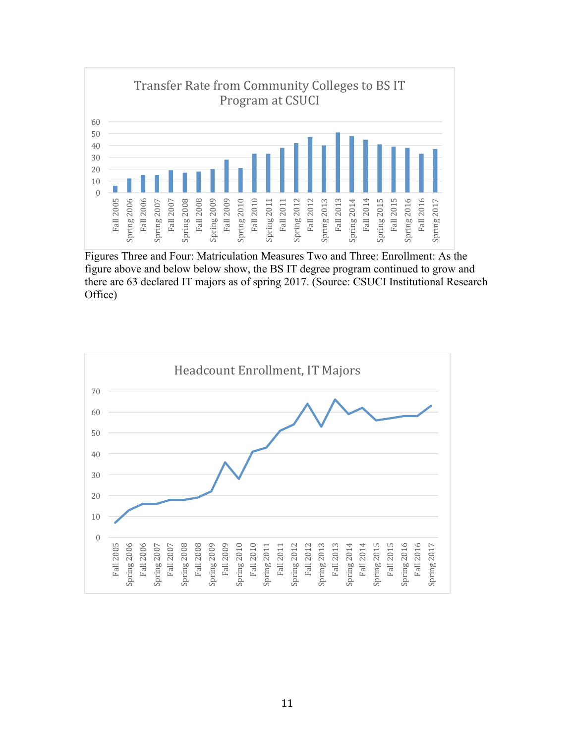Figures Three and Four: Matriculation Measures Two and Three: Enrollment: As the figure above and below below show, the BS IT degree program continued to grow and there are 63 declared IT majors as of spring 2017. (Source: CSUCI Institutional Research Office)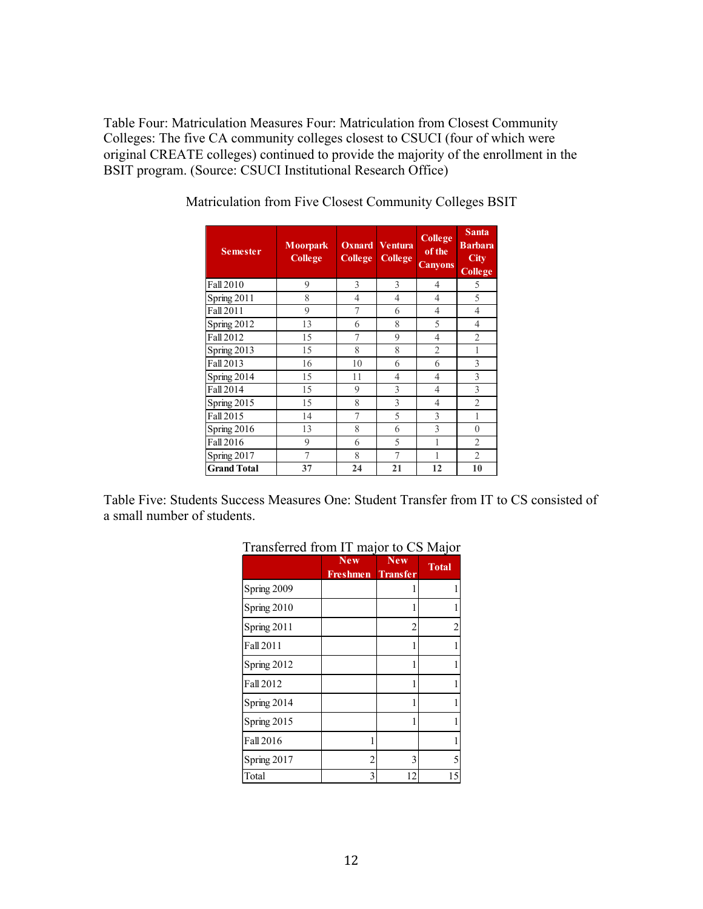Table Four: Matriculation Measures Four: Matriculation from Closest Community Colleges: The five CA community colleges closest to CSUCI (four of which were original CREATE colleges) continued to provide the majority of the enrollment in the BSIT program. (Source: CSUCI Institutional Research Office)

Matriculation from Five Closest Community Colleges BSIT

| Semester | Moorpark College | Oxnard College | Ventura College | College of the Canyons | Santa Barbara City College |
|---|---|---|---|---|---|
| Fall 2010 | 9 | 3 | 3 | 4 | 5 |
| Spring 2011 | 8 | 4 | 4 | 4 | 5 |
| Fall 2011 | 9 | 7 | 6 | 4 | 4 |
| Spring 2012 | 13 | 6 | 8 | 5 | 4 |
| Fall 2012 | 15 | 7 | 9 | 4 | 2 |
| Spring 2013 | 15 | 8 | 8 | 2 | 1 |
| Fall 2013 | 16 | 10 | 6 | 6 | 3 |
| Spring 2014 | 15 | 11 | 4 | 4 | 3 |
| Fall 2014 | 15 | 9 | 3 | 4 | 3 |
| Spring 2015 | 15 | 8 | 3 | 4 | 2 |
| Fall 2015 | 14 | 7 | 5 | 3 | 1 |
| Spring 2016 | 13 | 8 | 6 | 3 | 0 |
| Fall 2016 | 9 | 6 | 5 | 1 | 2 |
| Spring 2017 | 7 | 8 | 7 | 1 | 2 |
| **Grand Total** | **37** | **24** | **21** | **12** | **10** |

Table Five: Students Success Measures One: Student Transfer from IT to CS consisted of a small number of students.

Transferred from IT major to CS Major

| | New Freshmen | New Transfer | Total |
|---|---|---|---|
| Spring 2009 | | 1 | 1 |
| Spring 2010 | | 1 | 1 |
| Spring 2011 | | 2 | 2 |
| Fall 2011 | | 1 | 1 |
| Spring 2012 | | 1 | 1 |
| Fall 2012 | | 1 | 1 |
| Spring 2014 | | 1 | 1 |
| Spring 2015 | | 1 | 1 |
| Fall 2016 | 1 | | 1 |
| Spring 2017 | 2 | 3 | 5 |
| Total | 3 | 12 | 15 |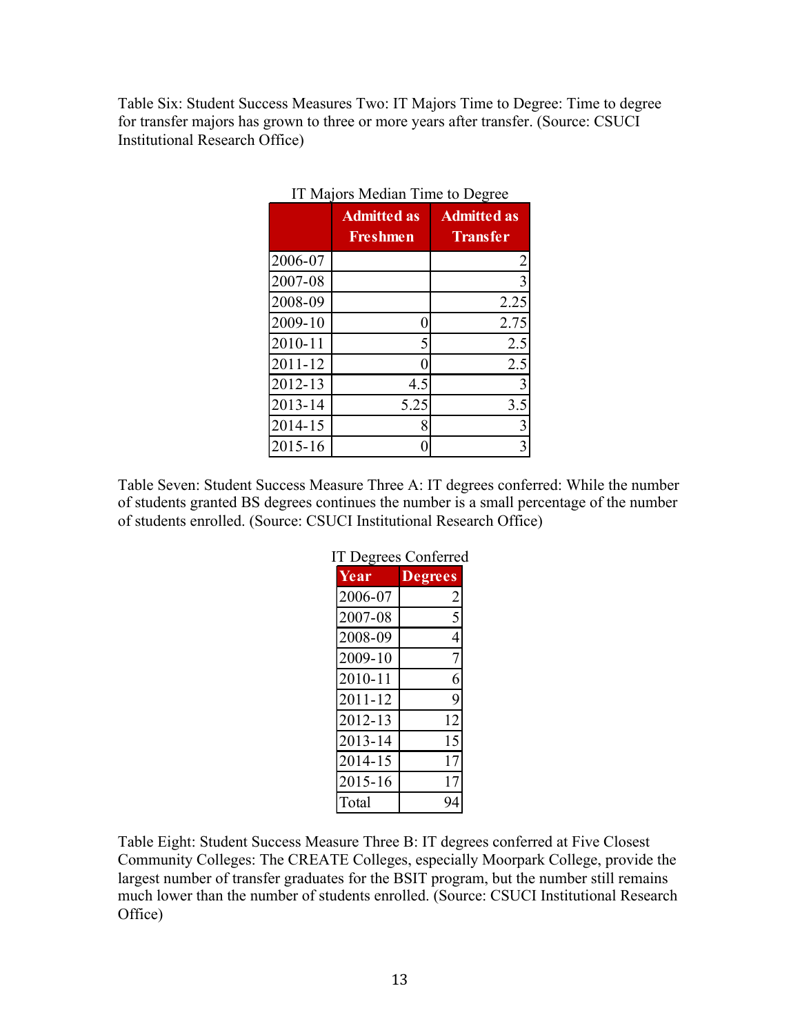Table Six: Student Success Measures Two: IT Majors Time to Degree: Time to degree for transfer majors has grown to three or more years after transfer. (Source: CSUCI Institutional Research Office)

IT Majors Median Time to Degree

| | Admitted as Freshmen | Admitted as Transfer |
|---|---|---|
| 2006-07 | | 2 |
| 2007-08 | | 3 |
| 2008-09 | | 2.25 |
| 2009-10 | 0 | 2.75 |
| 2010-11 | 5 | 2.5 |
| 2011-12 | 0 | 2.5 |
| 2012-13 | 4.5 | 3 |
| 2013-14 | 5.25 | 3.5 |
| 2014-15 | 8 | 3 |
| 2015-16 | 0 | 3 |

Table Seven: Student Success Measure Three A: IT degrees conferred: While the number of students granted BS degrees continues the number is a small percentage of the number of students enrolled. (Source: CSUCI Institutional Research Office)

IT Degrees Conferred

| Year | Degrees |
|---|---|
| 2006-07 | 2 |
| 2007-08 | 5 |
| 2008-09 | 4 |
| 2009-10 | 7 |
| 2010-11 | 6 |
| 2011-12 | 9 |
| 2012-13 | 12 |
| 2013-14 | 15 |
| 2014-15 | 17 |
| 2015-16 | 17 |
| Total | 94 |

Table Eight: Student Success Measure Three B: IT degrees conferred at Five Closest Community Colleges: The CREATE Colleges, especially Moorpark College, provide the largest number of transfer graduates for the BSIT program, but the number still remains much lower than the number of students enrolled. (Source: CSUCI Institutional Research Office)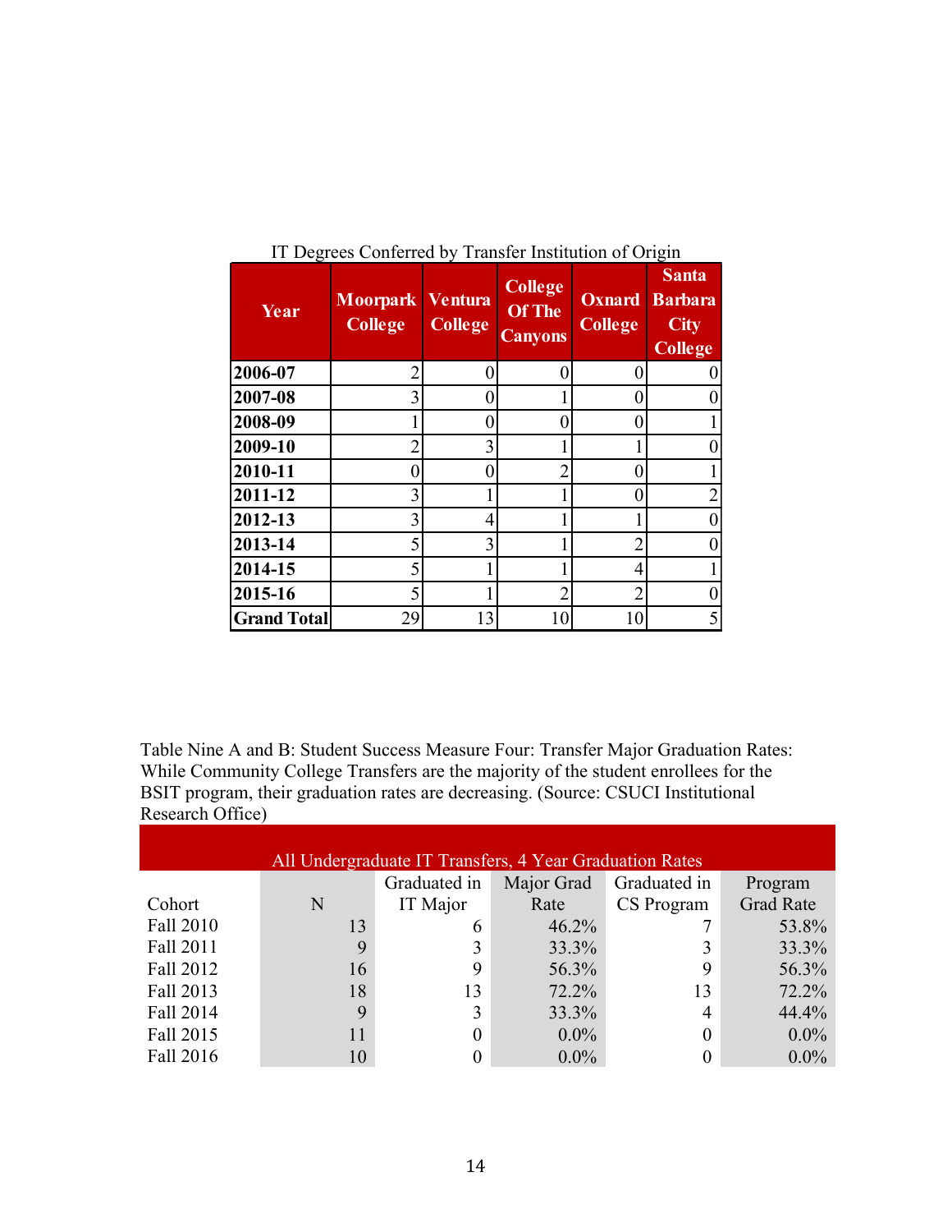IT Degrees Conferred by Transfer Institution of Origin

| Year | Moorpark College | Ventura College | College Of The Canyons | Oxnard College | Santa Barbara City College |
|---|---|---|---|---|---|
| 2006-07 | 2 | 0 | 0 | 0 | 0 |
| 2007-08 | 3 | 0 | 1 | 0 | 0 |
| 2008-09 | 1 | 0 | 0 | 0 | 1 |
| 2009-10 | 2 | 3 | 1 | 1 | 0 |
| 2010-11 | 0 | 0 | 2 | 0 | 1 |
| 2011-12 | 3 | 1 | 1 | 0 | 2 |
| 2012-13 | 3 | 4 | 1 | 1 | 0 |
| 2013-14 | 5 | 3 | 1 | 2 | 0 |
| 2014-15 | 5 | 1 | 1 | 4 | 1 |
| 2015-16 | 5 | 1 | 2 | 2 | 0 |
| **Grand Total** | 29 | 13 | 10 | 10 | 5 |

Table Nine A and B: Student Success Measure Four: Transfer Major Graduation Rates: While Community College Transfers are the majority of the student enrollees for the BSIT program, their graduation rates are decreasing. (Source: CSUCI Institutional Research Office)

All Undergraduate IT Transfers, 4 Year Graduation Rates

| Cohort | N | Graduated in IT Major | Major Grad Rate | Graduated in CS Program | Program Grad Rate |
|---|---|---|---|---|---|
| Fall 2010 | 13 | 6 | 46.2% | 7 | 53.8% |
| Fall 2011 | 9 | 3 | 33.3% | 3 | 33.3% |
| Fall 2012 | 16 | 9 | 56.3% | 9 | 56.3% |
| Fall 2013 | 18 | 13 | 72.2% | 13 | 72.2% |
| Fall 2014 | 9 | 3 | 33.3% | 4 | 44.4% |
| Fall 2015 | 11 | 0 | 0.0% | 0 | 0.0% |
| Fall 2016 | 10 | 0 | 0.0% | 0 | 0.0% |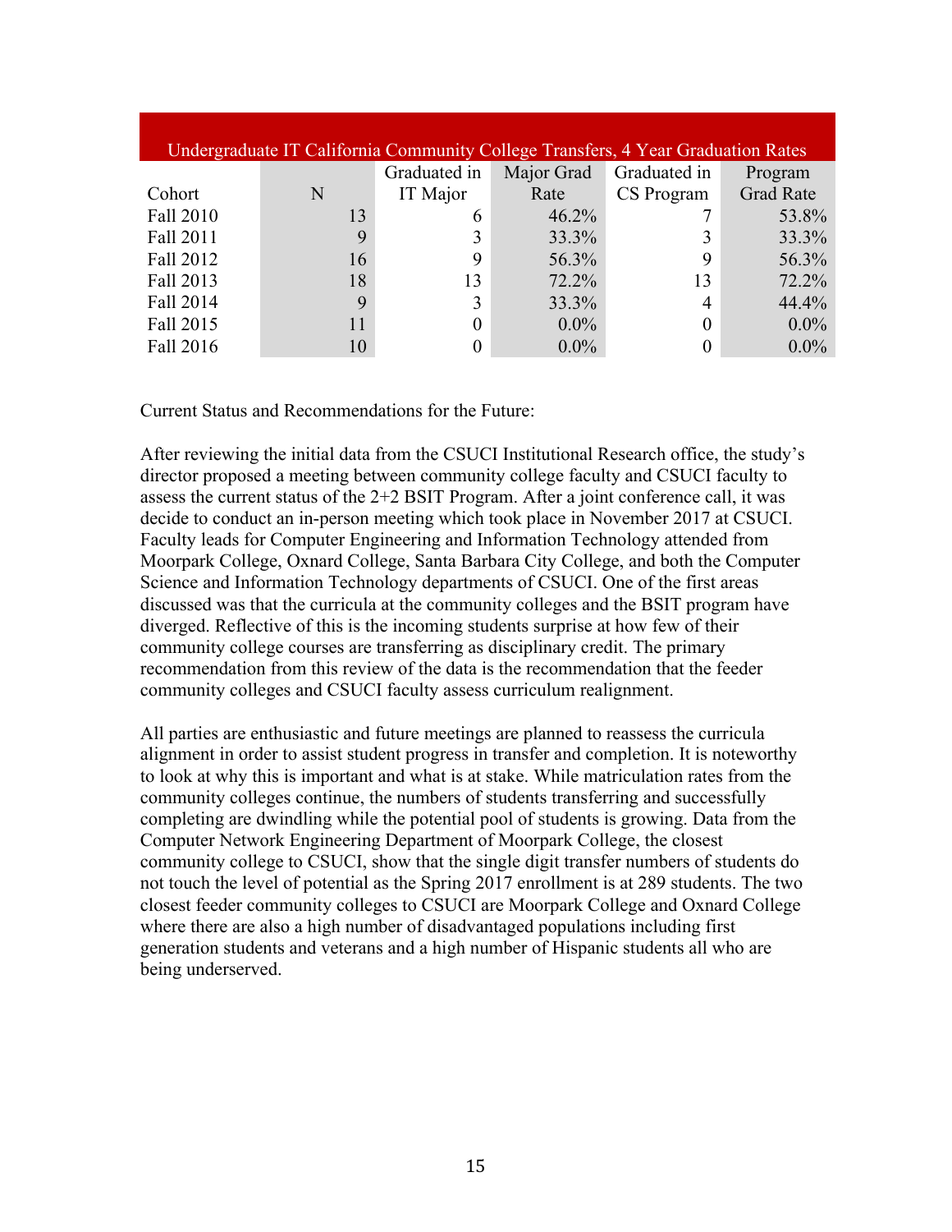| Undergraduate IT California Community College Transfers, 4 Year Graduation Rates | | | | | |
|---|---|---|---|---|---|
| Cohort | N | Graduated in IT Major | Major Grad Rate | Graduated in CS Program | Program Grad Rate |
| Fall 2010 | 13 | 6 | 46.2% | 7 | 53.8% |
| Fall 2011 | 9 | 3 | 33.3% | 3 | 33.3% |
| Fall 2012 | 16 | 9 | 56.3% | 9 | 56.3% |
| Fall 2013 | 18 | 13 | 72.2% | 13 | 72.2% |
| Fall 2014 | 9 | 3 | 33.3% | 4 | 44.4% |
| Fall 2015 | 11 | 0 | 0.0% | 0 | 0.0% |
| Fall 2016 | 10 | 0 | 0.0% | 0 | 0.0% |

Current Status and Recommendations for the Future:

After reviewing the initial data from the CSUCI Institutional Research office, the study's director proposed a meeting between community college faculty and CSUCI faculty to assess the current status of the 2+2 BSIT Program. After a joint conference call, it was decide to conduct an in-person meeting which took place in November 2017 at CSUCI. Faculty leads for Computer Engineering and Information Technology attended from Moorpark College, Oxnard College, Santa Barbara City College, and both the Computer Science and Information Technology departments of CSUCI. One of the first areas discussed was that the curricula at the community colleges and the BSIT program have diverged. Reflective of this is the incoming students surprise at how few of their community college courses are transferring as disciplinary credit. The primary recommendation from this review of the data is the recommendation that the feeder community colleges and CSUCI faculty assess curriculum realignment.

All parties are enthusiastic and future meetings are planned to reassess the curricula alignment in order to assist student progress in transfer and completion. It is noteworthy to look at why this is important and what is at stake. While matriculation rates from the community colleges continue, the numbers of students transferring and successfully completing are dwindling while the potential pool of students is growing. Data from the Computer Network Engineering Department of Moorpark College, the closest community college to CSUCI, show that the single digit transfer numbers of students do not touch the level of potential as the Spring 2017 enrollment is at 289 students. The two closest feeder community colleges to CSUCI are Moorpark College and Oxnard College where there are also a high number of disadvantaged populations including first generation students and veterans and a high number of Hispanic students all who are being underserved.